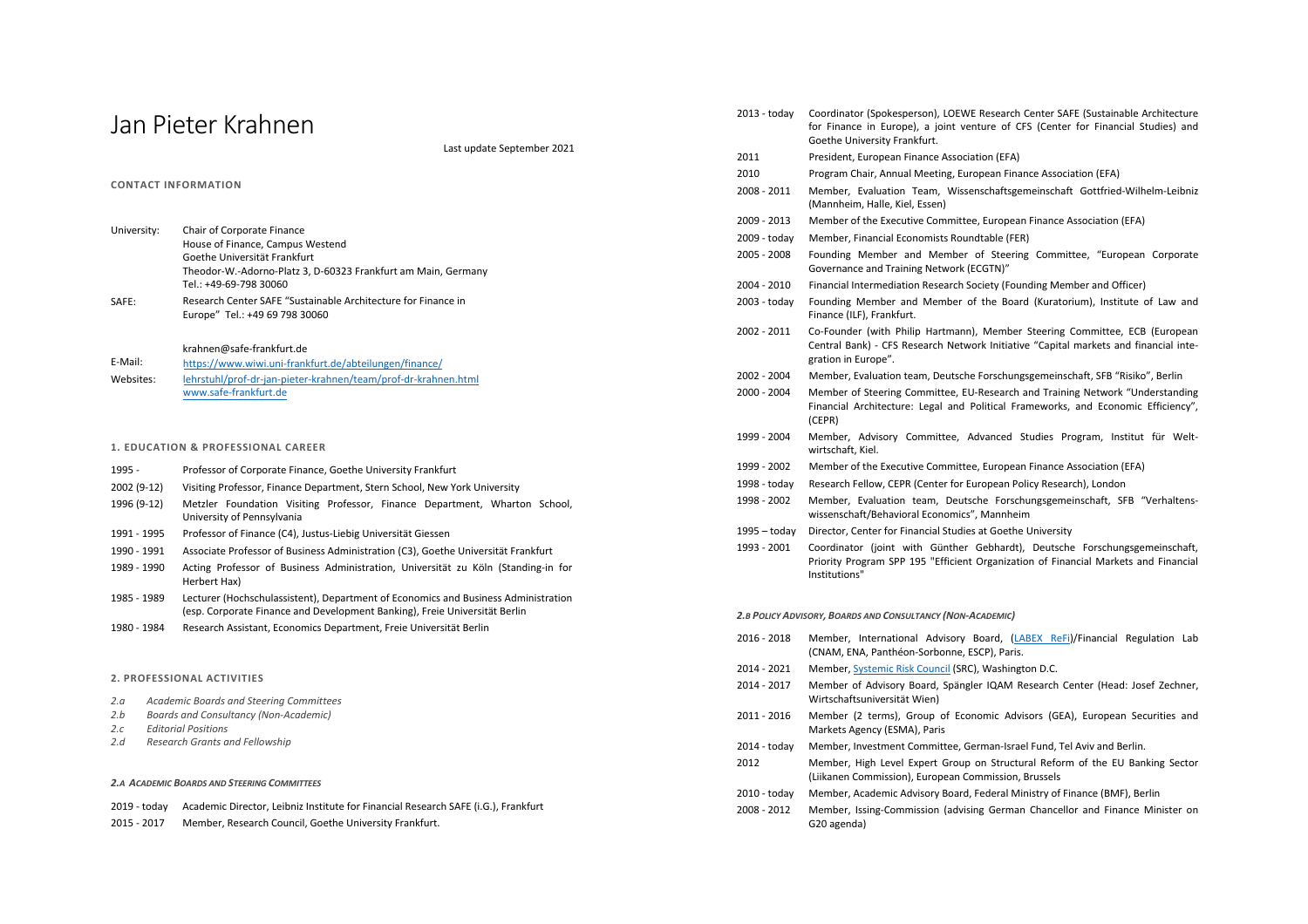# Jan Pieter Krahnen

Last update September 2021

**CONTACT INFORMATION**

| | |
|---|---|
| University: | Chair of Corporate Finance<br>House of Finance, Campus Westend<br>Goethe Universität Frankfurt<br>Theodor-W.-Adorno-Platz 3, D-60323 Frankfurt am Main, Germany<br>Tel.: +49-69-798 30060 |
| SAFE: | Research Center SAFE "Sustainable Architecture for Finance in Europe" Tel.: +49 69 798 30060 |
| E-Mail: | krahnen@safe-frankfurt.de |
| Websites: | https://www.wiwi.uni-frankfurt.de/abteilungen/finance/<br>lehrstuhl/prof-dr-jan-pieter-krahnen/team/prof-dr-krahnen.html<br>www.safe-frankfurt.de |

## 1. EDUCATION & PROFESSIONAL CAREER

| | |
|---|---|
| 1995 - | Professor of Corporate Finance, Goethe University Frankfurt |
| 2002 (9-12) | Visiting Professor, Finance Department, Stern School, New York University |
| 1996 (9-12) | Metzler Foundation Visiting Professor, Finance Department, Wharton School, University of Pennsylvania |
| 1991 - 1995 | Professor of Finance (C4), Justus-Liebig Universität Giessen |
| 1990 - 1991 | Associate Professor of Business Administration (C3), Goethe Universität Frankfurt |
| 1989 - 1990 | Acting Professor of Business Administration, Universität zu Köln (Standing-in for Herbert Hax) |
| 1985 - 1989 | Lecturer (Hochschulassistent), Department of Economics and Business Administration (esp. Corporate Finance and Development Banking), Freie Universität Berlin |
| 1980 - 1984 | Research Assistant, Economics Department, Freie Universität Berlin |

## 2. PROFESSIONAL ACTIVITIES

*2.a Academic Boards and Steering Committees*
*2.b Boards and Consultancy (Non-Academic)*
*2.c Editorial Positions*
*2.d Research Grants and Fellowship*

### *2.A ACADEMIC BOARDS AND STEERING COMMITTEES*

| | |
|---|---|
| 2019 - today | Academic Director, Leibniz Institute for Financial Research SAFE (i.G.), Frankfurt |
| 2015 - 2017 | Member, Research Council, Goethe University Frankfurt. |
| 2013 - today | Coordinator (Spokesperson), LOEWE Research Center SAFE (Sustainable Architecture for Finance in Europe), a joint venture of CFS (Center for Financial Studies) and Goethe University Frankfurt. |
| 2011 | President, European Finance Association (EFA) |
| 2010 | Program Chair, Annual Meeting, European Finance Association (EFA) |
| 2008 - 2011 | Member, Evaluation Team, Wissenschaftsgemeinschaft Gottfried-Wilhelm-Leibniz (Mannheim, Halle, Kiel, Essen) |
| 2009 - 2013 | Member of the Executive Committee, European Finance Association (EFA) |
| 2009 - today | Member, Financial Economists Roundtable (FER) |
| 2005 - 2008 | Founding Member and Member of Steering Committee, "European Corporate Governance and Training Network (ECGTN)" |
| 2004 - 2010 | Financial Intermediation Research Society (Founding Member and Officer) |
| 2003 - today | Founding Member and Member of the Board (Kuratorium), Institute of Law and Finance (ILF), Frankfurt. |
| 2002 - 2011 | Co-Founder (with Philip Hartmann), Member Steering Committee, ECB (European Central Bank) - CFS Research Network Initiative "Capital markets and financial integration in Europe". |
| 2002 - 2004 | Member, Evaluation team, Deutsche Forschungsgemeinschaft, SFB "Risiko", Berlin |
| 2000 - 2004 | Member of Steering Committee, EU-Research and Training Network "Understanding Financial Architecture: Legal and Political Frameworks, and Economic Efficiency", (CEPR) |
| 1999 - 2004 | Member, Advisory Committee, Advanced Studies Program, Institut für Weltwirtschaft, Kiel. |
| 1999 - 2002 | Member of the Executive Committee, European Finance Association (EFA) |
| 1998 - today | Research Fellow, CEPR (Center for European Policy Research), London |
| 1998 - 2002 | Member, Evaluation team, Deutsche Forschungsgemeinschaft, SFB "Verhaltenswissenschaft/Behavioral Economics", Mannheim |
| 1995 – today | Director, Center for Financial Studies at Goethe University |
| 1993 - 2001 | Coordinator (joint with Günther Gebhardt), Deutsche Forschungsgemeinschaft, Priority Program SPP 195 "Efficient Organization of Financial Markets and Financial Institutions" |

### *2.B POLICY ADVISORY, BOARDS AND CONSULTANCY (NON-ACADEMIC)*

| | |
|---|---|
| 2016 - 2018 | Member, International Advisory Board, (LABEX ReFi)/Financial Regulation Lab (CNAM, ENA, Panthéon-Sorbonne, ESCP), Paris. |
| 2014 - 2021 | Member, Systemic Risk Council (SRC), Washington D.C. |
| 2014 - 2017 | Member of Advisory Board, Spängler IQAM Research Center (Head: Josef Zechner, Wirtschaftsuniversität Wien) |
| 2011 - 2016 | Member (2 terms), Group of Economic Advisors (GEA), European Securities and Markets Agency (ESMA), Paris |
| 2014 - today | Member, Investment Committee, German-Israel Fund, Tel Aviv and Berlin. |
| 2012 | Member, High Level Expert Group on Structural Reform of the EU Banking Sector (Liikanen Commission), European Commission, Brussels |
| 2010 - today | Member, Academic Advisory Board, Federal Ministry of Finance (BMF), Berlin |
| 2008 - 2012 | Member, Issing-Commission (advising German Chancellor and Finance Minister on G20 agenda) |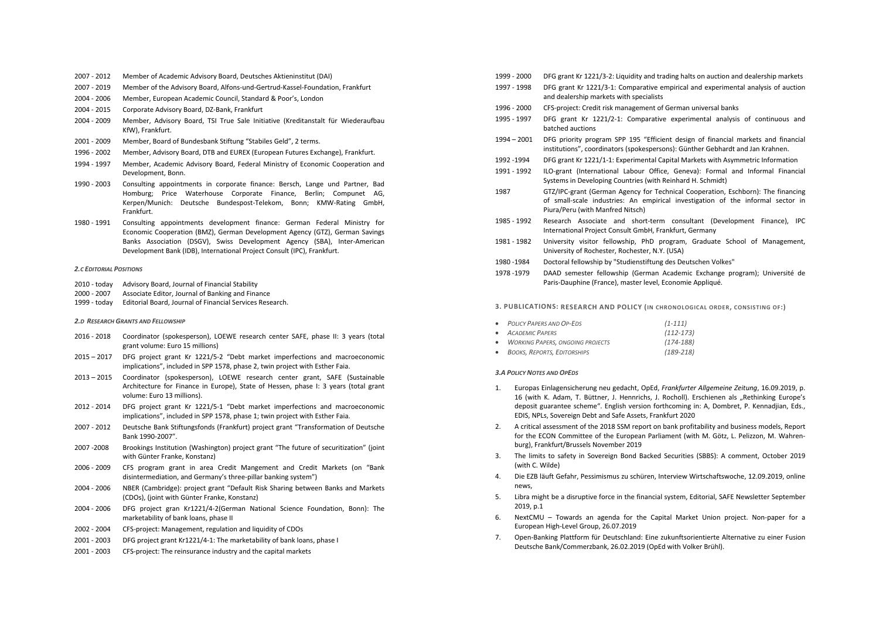2007 - 2012 Member of Academic Advisory Board, Deutsches Aktieninstitut (DAI)

2007 - 2019 Member of the Advisory Board, Alfons-und-Gertrud-Kassel-Foundation, Frankfurt

2004 - 2006 Member, European Academic Council, Standard & Poor's, London

2004 - 2015 Corporate Advisory Board, DZ-Bank, Frankfurt

2004 - 2009 Member, Advisory Board, TSI True Sale Initiative (Kreditanstalt für Wiederaufbau KfW), Frankfurt.

2001 - 2009 Member, Board of Bundesbank Stiftung "Stabiles Geld", 2 terms.

1996 - 2002 Member, Advisory Board, DTB and EUREX (European Futures Exchange), Frankfurt.

1994 - 1997 Member, Academic Advisory Board, Federal Ministry of Economic Cooperation and Development, Bonn.

1990 - 2003 Consulting appointments in corporate finance: Bersch, Lange und Partner, Bad Homburg; Price Waterhouse Corporate Finance, Berlin; Compunet AG, Kerpen/Munich: Deutsche Bundespost-Telekom, Bonn; KMW-Rating GmbH, Frankfurt.

1980 - 1991 Consulting appointments development finance: German Federal Ministry for Economic Cooperation (BMZ), German Development Agency (GTZ), German Savings Banks Association (DSGV), Swiss Development Agency (SBA), Inter-American Development Bank (IDB), International Project Consult (IPC), Frankfurt.

#### *2.C Editorial Positions*

2010 - today Advisory Board, Journal of Financial Stability

2000 - 2007 Associate Editor, Journal of Banking and Finance

1999 - today Editorial Board, Journal of Financial Services Research.

#### *2.D Research Grants and Fellowship*

2016 - 2018 Coordinator (spokesperson), LOEWE research center SAFE, phase II: 3 years (total grant volume: Euro 15 millions)

2015 – 2017 DFG project grant Kr 1221/5-2 "Debt market imperfections and macroeconomic implications", included in SPP 1578, phase 2, twin project with Esther Faia.

2013 – 2015 Coordinator (spokesperson), LOEWE research center grant, SAFE (Sustainable Architecture for Finance in Europe), State of Hessen, phase I: 3 years (total grant volume: Euro 13 millions).

2012 - 2014 DFG project grant Kr 1221/5-1 "Debt market imperfections and macroeconomic implications", included in SPP 1578, phase 1; twin project with Esther Faia.

2007 - 2012 Deutsche Bank Stiftungsfonds (Frankfurt) project grant "Transformation of Deutsche Bank 1990-2007".

2007 -2008 Brookings Institution (Washington) project grant "The future of securitization" (joint with Günter Franke, Konstanz)

2006 - 2009 CFS program grant in area Credit Mangement and Credit Markets (on "Bank disintermediation, and Germany's three-pillar banking system")

2004 - 2006 NBER (Cambridge): project grant "Default Risk Sharing between Banks and Markets (CDOs), (joint with Günter Franke, Konstanz)

2004 - 2006 DFG project gran Kr1221/4-2(German National Science Foundation, Bonn): The marketability of bank loans, phase II

2002 - 2004 CFS-project: Management, regulation and liquidity of CDOs

2001 - 2003 DFG project grant Kr1221/4-1: The marketability of bank loans, phase I

2001 - 2003 CFS-project: The reinsurance industry and the capital markets

1999 - 2000 DFG grant Kr 1221/3-2: Liquidity and trading halts on auction and dealership markets

1997 - 1998 DFG grant Kr 1221/3-1: Comparative empirical and experimental analysis of auction and dealership markets with specialists

1996 - 2000 CFS-project: Credit risk management of German universal banks

1995 - 1997 DFG grant Kr 1221/2-1: Comparative experimental analysis of continuous and batched auctions

1994 – 2001 DFG priority program SPP 195 "Efficient design of financial markets and financial institutions", coordinators (spokespersons): Günther Gebhardt and Jan Krahnen.

1992 -1994 DFG grant Kr 1221/1-1: Experimental Capital Markets with Asymmetric Information

1991 - 1992 ILO-grant (International Labour Office, Geneva): Formal and Informal Financial Systems in Developing Countries (with Reinhard H. Schmidt)

1987 GTZ/IPC-grant (German Agency for Technical Cooperation, Eschborn): The financing of small-scale industries: An empirical investigation of the informal sector in Piura/Peru (with Manfred Nitsch)

1985 - 1992 Research Associate and short-term consultant (Development Finance), IPC International Project Consult GmbH, Frankfurt, Germany

1981 - 1982 University visitor fellowship, PhD program, Graduate School of Management, University of Rochester, Rochester, N.Y. (USA)

1980 -1984 Doctoral fellowship by "Studienstiftung des Deutschen Volkes"

1978 -1979 DAAD semester fellowship (German Academic Exchange program); Université de Paris-Dauphine (France), master level, Economie Appliqué.

### 3. Publications: Research and Policy (in chronological order, consisting of:)

- *Policy Papers and Op-Eds* (1-111)
- *Academic Papers* (112-173)
- *Working Papers, ongoing projects* (174-188)
- *Books, Reports, Editorships* (189-218)

#### *3.A Policy Notes and OpEds*

1. Europas Einlagensicherung neu gedacht, OpEd, *Frankfurter Allgemeine Zeitung*, 16.09.2019, p. 16 (with K. Adam, T. Büttner, J. Hennrichs, J. Rocholl). Erschienen als „Rethinking Europe's deposit guarantee scheme". English version forthcoming in: A, Dombret, P. Kennadjian, Eds., EDIS, NPLs, Sovereign Debt and Safe Assets, Frankfurt 2020
2. A critical assessment of the 2018 SSM report on bank profitability and business models, Report for the ECON Committee of the European Parliament (with M. Götz, L. Pelizzon, M. Wahrenburg), Frankfurt/Brussels November 2019
3. The limits to safety in Sovereign Bond Backed Securities (SBBS): A comment, October 2019 (with C. Wilde)
4. Die EZB läuft Gefahr, Pessimismus zu schüren, Interview Wirtschaftswoche, 12.09.2019, online news,
5. Libra might be a disruptive force in the financial system, Editorial, SAFE Newsletter September 2019, p.1
6. NextCMU – Towards an agenda for the Capital Market Union project. Non-paper for a European High-Level Group, 26.07.2019
7. Open-Banking Plattform für Deutschland: Eine zukunftsorientierte Alternative zu einer Fusion Deutsche Bank/Commerzbank, 26.02.2019 (OpEd with Volker Brühl).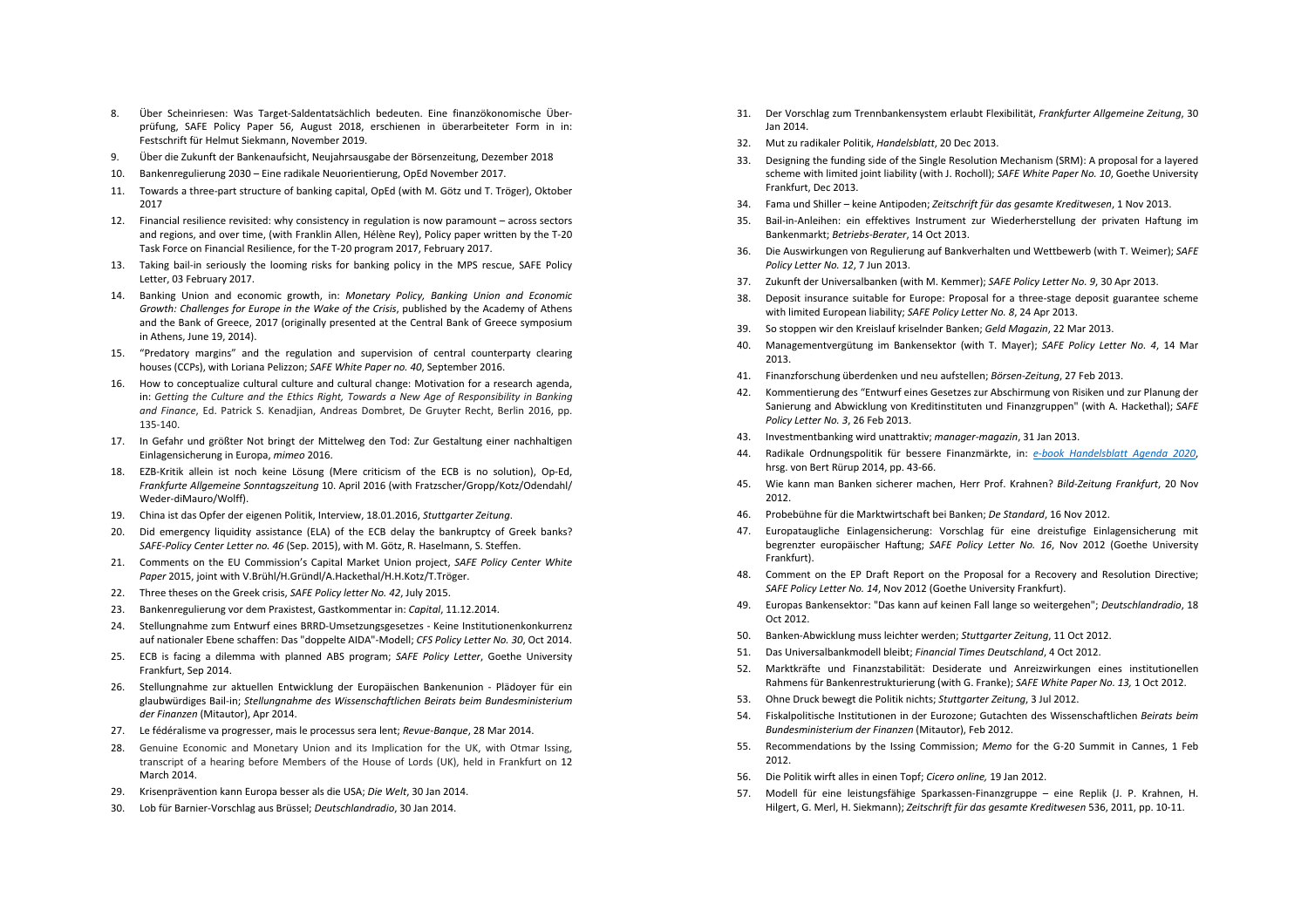8. Über Scheinriesen: Was Target-Saldentatsächlich bedeuten. Eine finanzökonomische Überprüfung, SAFE Policy Paper 56, August 2018, erschienen in überarbeiteter Form in in: Festschrift für Helmut Siekmann, November 2019.
9. Über die Zukunft der Bankenaufsicht, Neujahrsausgabe der Börsenzeitung, Dezember 2018
10. Bankenregulierung 2030 – Eine radikale Neuorientierung, OpEd November 2017.
11. Towards a three-part structure of banking capital, OpEd (with M. Götz und T. Tröger), Oktober 2017
12. Financial resilience revisited: why consistency in regulation is now paramount – across sectors and regions, and over time, (with Franklin Allen, Hélène Rey), Policy paper written by the T-20 Task Force on Financial Resilience, for the T-20 program 2017, February 2017.
13. Taking bail-in seriously the looming risks for banking policy in the MPS rescue, SAFE Policy Letter, 03 February 2017.
14. Banking Union and economic growth, in: *Monetary Policy, Banking Union and Economic Growth: Challenges for Europe in the Wake of the Crisis*, published by the Academy of Athens and the Bank of Greece, 2017 (originally presented at the Central Bank of Greece symposium in Athens, June 19, 2014).
15. "Predatory margins" and the regulation and supervision of central counterparty clearing houses (CCPs), with Loriana Pelizzon; *SAFE White Paper no. 40*, September 2016.
16. How to conceptualize cultural culture and cultural change: Motivation for a research agenda, in: *Getting the Culture and the Ethics Right, Towards a New Age of Responsibility in Banking and Finance*, Ed. Patrick S. Kenadjian, Andreas Dombret, De Gruyter Recht, Berlin 2016, pp. 135-140.
17. In Gefahr und größter Not bringt der Mittelweg den Tod: Zur Gestaltung einer nachhaltigen Einlagensicherung in Europa, *mimeo* 2016.
18. EZB-Kritik allein ist noch keine Lösung (Mere criticism of the ECB is no solution), Op-Ed, *Frankfurte Allgemeine Sonntagszeitung* 10. April 2016 (with Fratzscher/Gropp/Kotz/Odendahl/ Weder-diMauro/Wolff).
19. China ist das Opfer der eigenen Politik, Interview, 18.01.2016, *Stuttgarter Zeitung*.
20. Did emergency liquidity assistance (ELA) of the ECB delay the bankruptcy of Greek banks? *SAFE-Policy Center Letter no. 46* (Sep. 2015), with M. Götz, R. Haselmann, S. Steffen.
21. Comments on the EU Commission's Capital Market Union project, *SAFE Policy Center White Paper* 2015, joint with V.Brühl/H.Gründl/A.Hackethal/H.H.Kotz/T.Tröger.
22. Three theses on the Greek crisis, *SAFE Policy letter No. 42*, July 2015.
23. Bankenregulierung vor dem Praxistest, Gastkommentar in: *Capital*, 11.12.2014.
24. Stellungnahme zum Entwurf eines BRRD-Umsetzungsgesetzes - Keine Institutionenkonkurrenz auf nationaler Ebene schaffen: Das "doppelte AIDA"-Modell; *CFS Policy Letter No. 30*, Oct 2014.
25. ECB is facing a dilemma with planned ABS program; *SAFE Policy Letter*, Goethe University Frankfurt, Sep 2014.
26. Stellungnahme zur aktuellen Entwicklung der Europäischen Bankenunion - Plädoyer für ein glaubwürdiges Bail-in; *Stellungnahme des Wissenschaftlichen Beirats beim Bundesministerium der Finanzen* (Mitautor), Apr 2014.
27. Le fédéralisme va progresser, mais le processus sera lent; *Revue-Banque*, 28 Mar 2014.
28. Genuine Economic and Monetary Union and its Implication for the UK, with Otmar Issing, transcript of a hearing before Members of the House of Lords (UK), held in Frankfurt on 12 March 2014.
29. Krisenprävention kann Europa besser als die USA; *Die Welt*, 30 Jan 2014.
30. Lob für Barnier-Vorschlag aus Brüssel; *Deutschlandradio*, 30 Jan 2014.
31. Der Vorschlag zum Trennbankensystem erlaubt Flexibilität, *Frankfurter Allgemeine Zeitung*, 30 Jan 2014.
32. Mut zu radikaler Politik, *Handelsblatt*, 20 Dec 2013.
33. Designing the funding side of the Single Resolution Mechanism (SRM): A proposal for a layered scheme with limited joint liability (with J. Rocholl); *SAFE White Paper No. 10*, Goethe University Frankfurt, Dec 2013.
34. Fama und Shiller – keine Antipoden; *Zeitschrift für das gesamte Kreditwesen*, 1 Nov 2013.
35. Bail-in-Anleihen: ein effektives Instrument zur Wiederherstellung der privaten Haftung im Bankenmarkt; *Betriebs-Berater*, 14 Oct 2013.
36. Die Auswirkungen von Regulierung auf Bankverhalten und Wettbewerb (with T. Weimer); *SAFE Policy Letter No. 12*, 7 Jun 2013.
37. Zukunft der Universalbanken (with M. Kemmer); *SAFE Policy Letter No. 9*, 30 Apr 2013.
38. Deposit insurance suitable for Europe: Proposal for a three-stage deposit guarantee scheme with limited European liability; *SAFE Policy Letter No. 8*, 24 Apr 2013.
39. So stoppen wir den Kreislauf kriselnder Banken; *Geld Magazin*, 22 Mar 2013.
40. Managementvergütung im Bankensektor (with T. Mayer); *SAFE Policy Letter No. 4*, 14 Mar 2013.
41. Finanzforschung überdenken und neu aufstellen; *Börsen-Zeitung*, 27 Feb 2013.
42. Kommentierung des "Entwurf eines Gesetzes zur Abschirmung von Risiken und zur Planung der Sanierung und Abwicklung von Kreditinstituten und Finanzgruppen" (with A. Hackethal); *SAFE Policy Letter No. 3*, 26 Feb 2013.
43. Investmentbanking wird unattraktiv; *manager-magazin*, 31 Jan 2013.
44. Radikale Ordnungspolitik für bessere Finanzmärkte, in: *e-book Handelsblatt Agenda 2020*, hrsg. von Bert Rürup 2014, pp. 43-66.
45. Wie kann man Banken sicherer machen, Herr Prof. Krahnen? *Bild-Zeitung Frankfurt*, 20 Nov 2012.
46. Probebühne für die Marktwirtschaft bei Banken; *De Standard*, 16 Nov 2012.
47. Europataugliche Einlagensicherung: Vorschlag für eine dreistufige Einlagensicherung mit begrenzter europäischer Haftung; *SAFE Policy Letter No. 16*, Nov 2012 (Goethe University Frankfurt).
48. Comment on the EP Draft Report on the Proposal for a Recovery and Resolution Directive; *SAFE Policy Letter No. 14*, Nov 2012 (Goethe University Frankfurt).
49. Europas Bankensektor: "Das kann auf keinen Fall lange so weitergehen"; *Deutschlandradio*, 18 Oct 2012.
50. Banken-Abwicklung muss leichter werden; *Stuttgarter Zeitung*, 11 Oct 2012.
51. Das Universalbankmodell bleibt; *Financial Times Deutschland*, 4 Oct 2012.
52. Marktkräfte und Finanzstabilität: Desiderate und Anreizwirkungen eines institutionellen Rahmens für Bankenrestrukturierung (with G. Franke); *SAFE White Paper No. 13,* 1 Oct 2012.
53. Ohne Druck bewegt die Politik nichts; *Stuttgarter Zeitung*, 3 Jul 2012.
54. Fiskalpolitische Institutionen in der Eurozone; Gutachten des Wissenschaftlichen *Beirats beim Bundesministerium der Finanzen* (Mitautor), Feb 2012.
55. Recommendations by the Issing Commission; *Memo* for the G-20 Summit in Cannes, 1 Feb 2012.
56. Die Politik wirft alles in einen Topf; *Cicero online,* 19 Jan 2012.
57. Modell für eine leistungsfähige Sparkassen-Finanzgruppe – eine Replik (J. P. Krahnen, H. Hilgert, G. Merl, H. Siekmann); *Zeitschrift für das gesamte Kreditwesen* 536, 2011, pp. 10-11.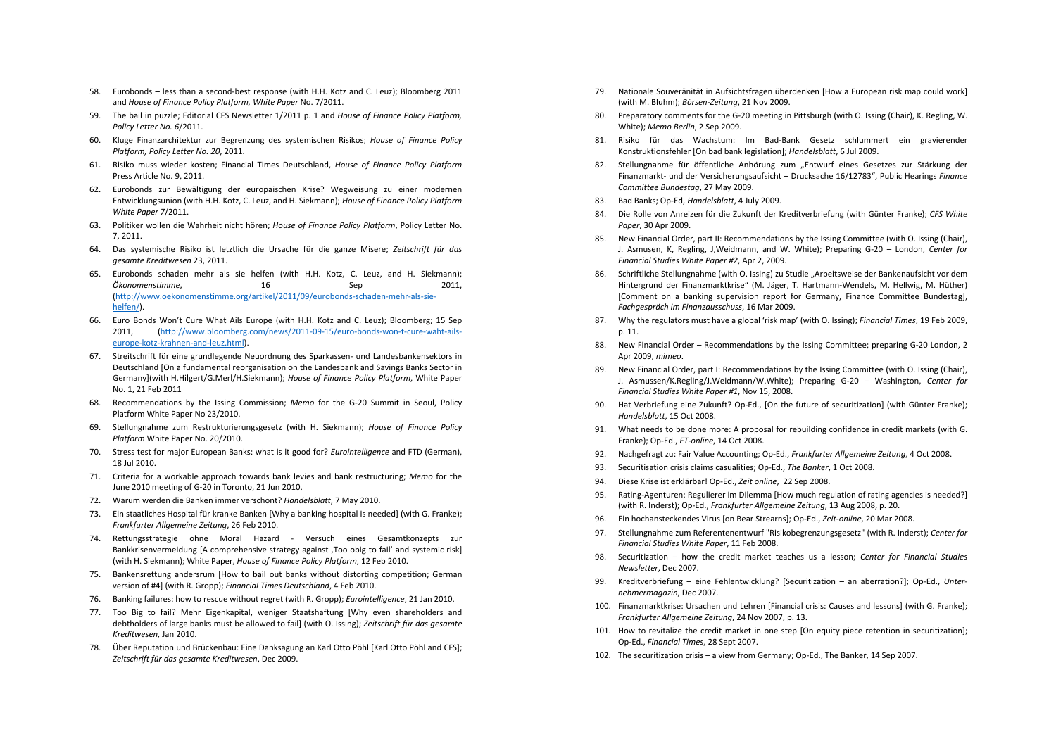58. Eurobonds – less than a second-best response (with H.H. Kotz and C. Leuz); Bloomberg 2011 and *House of Finance Policy Platform, White Paper* No. 7/2011.
59. The bail in puzzle; Editorial CFS Newsletter 1/2011 p. 1 and *House of Finance Policy Platform, Policy Letter No. 6*/2011.
60. Kluge Finanzarchitektur zur Begrenzung des systemischen Risikos; *House of Finance Policy Platform, Policy Letter No. 20*, 2011.
61. Risiko muss wieder kosten; Financial Times Deutschland, *House of Finance Policy Platform* Press Article No. 9, 2011.
62. Eurobonds zur Bewältigung der europaischen Krise? Wegweisung zu einer modernen Entwicklungsunion (with H.H. Kotz, C. Leuz, and H. Siekmann); *House of Finance Policy Platform White Paper 7*/2011.
63. Politiker wollen die Wahrheit nicht hören; *House of Finance Policy Platform*, Policy Letter No. 7, 2011.
64. Das systemische Risiko ist letztlich die Ursache für die ganze Misere; *Zeitschrift für das gesamte Kreditwesen* 23, 2011.
65. Eurobonds schaden mehr als sie helfen (with H.H. Kotz, C. Leuz, and H. Siekmann); *Ökonomenstimme*, 16 Sep 2011, (http://www.oekonomenstimme.org/artikel/2011/09/eurobonds-schaden-mehr-als-sie-helfen/).
66. Euro Bonds Won't Cure What Ails Europe (with H.H. Kotz and C. Leuz); Bloomberg; 15 Sep 2011, (http://www.bloomberg.com/news/2011-09-15/euro-bonds-won-t-cure-waht-ails-europe-kotz-krahnen-and-leuz.html).
67. Streitschrift für eine grundlegende Neuordnung des Sparkassen- und Landesbankensektors in Deutschland [On a fundamental reorganisation on the Landesbank and Savings Banks Sector in Germany](with H.Hilgert/G.Merl/H.Siekmann); *House of Finance Policy Platform*, White Paper No. 1, 21 Feb 2011
68. Recommendations by the Issing Commission; *Memo* for the G-20 Summit in Seoul, Policy Platform White Paper No 23/2010.
69. Stellungnahme zum Restrukturierungsgesetz (with H. Siekmann); *House of Finance Policy Platform* White Paper No. 20/2010.
70. Stress test for major European Banks: what is it good for? *Eurointelligence* and FTD (German), 18 Jul 2010.
71. Criteria for a workable approach towards bank levies and bank restructuring; *Memo* for the June 2010 meeting of G-20 in Toronto, 21 Jun 2010.
72. Warum werden die Banken immer verschont? *Handelsblatt*, 7 May 2010.
73. Ein staatliches Hospital für kranke Banken [Why a banking hospital is needed] (with G. Franke); *Frankfurter Allgemeine Zeitung*, 26 Feb 2010.
74. Rettungsstrategie ohne Moral Hazard - Versuch eines Gesamtkonzepts zur Bankkrisenvermeidung [A comprehensive strategy against ‚Too obig to fail' and systemic risk] (with H. Siekmann); White Paper, *House of Finance Policy Platform*, 12 Feb 2010.
75. Bankensrettung andersrum [How to bail out banks without distorting competition; German version of #4] (with R. Gropp); *Financial Times Deutschland*, 4 Feb 2010.
76. Banking failures: how to rescue without regret (with R. Gropp); *Eurointelligence*, 21 Jan 2010.
77. Too Big to fail? Mehr Eigenkapital, weniger Staatshaftung [Why even shareholders and debtholders of large banks must be allowed to fail] (with O. Issing); *Zeitschrift für das gesamte Kreditwesen,* Jan 2010.
78. Über Reputation und Brückenbau: Eine Danksagung an Karl Otto Pöhl [Karl Otto Pöhl and CFS]; *Zeitschrift für das gesamte Kreditwesen*, Dec 2009.
79. Nationale Souveränität in Aufsichtsfragen überdenken [How a European risk map could work] (with M. Bluhm); *Börsen-Zeitung*, 21 Nov 2009.
80. Preparatory comments for the G-20 meeting in Pittsburgh (with O. Issing (Chair), K. Regling, W. White); *Memo Berlin*, 2 Sep 2009.
81. Risiko für das Wachstum: Im Bad-Bank Gesetz schlummert ein gravierender Konstruktionsfehler [On bad bank legislation]; *Handelsblatt*, 6 Jul 2009.
82. Stellungnahme für öffentliche Anhörung zum „Entwurf eines Gesetzes zur Stärkung der Finanzmarkt- und der Versicherungsaufsicht – Drucksache 16/12783", Public Hearings *Finance Committee Bundestag*, 27 May 2009.
83. Bad Banks; Op-Ed, *Handelsblatt*, 4 July 2009.
84. Die Rolle von Anreizen für die Zukunft der Kreditverbriefung (with Günter Franke); *CFS White Paper*, 30 Apr 2009.
85. New Financial Order, part II: Recommendations by the Issing Committee (with O. Issing (Chair), J. Asmusen, K, Regling, J,Weidmann, and W. White); Preparing G-20 – London, *Center for Financial Studies White Paper #2*, Apr 2, 2009.
86. Schriftliche Stellungnahme (with O. Issing) zu Studie „Arbeitsweise der Bankenaufsicht vor dem Hintergrund der Finanzmarktkrise" (M. Jäger, T. Hartmann-Wendels, M. Hellwig, M. Hüther) [Comment on a banking supervision report for Germany, Finance Committee Bundestag], *Fachgespräch im Finanzausschuss*, 16 Mar 2009.
87. Why the regulators must have a global 'risk map' (with O. Issing); *Financial Times*, 19 Feb 2009, p. 11.
88. New Financial Order – Recommendations by the Issing Committee; preparing G-20 London, 2 Apr 2009, *mimeo*.
89. New Financial Order, part I: Recommendations by the Issing Committee (with O. Issing (Chair), J. Asmussen/K.Regling/J.Weidmann/W.White); Preparing G-20 – Washington, *Center for Financial Studies White Paper #1*, Nov 15, 2008.
90. Hat Verbriefung eine Zukunft? Op-Ed., [On the future of securitization] (with Günter Franke); *Handelsblatt*, 15 Oct 2008.
91. What needs to be done more: A proposal for rebuilding confidence in credit markets (with G. Franke); Op-Ed., *FT-online*, 14 Oct 2008.
92. Nachgefragt zu: Fair Value Accounting; Op-Ed., *Frankfurter Allgemeine Zeitung*, 4 Oct 2008.
93. Securitisation crisis claims casualities; Op-Ed., *The Banker*, 1 Oct 2008.
94. Diese Krise ist erklärbar! Op-Ed., *Zeit online*, 22 Sep 2008.
95. Rating-Agenturen: Regulierer im Dilemma [How much regulation of rating agencies is needed?] (with R. Inderst); Op-Ed., *Frankfurter Allgemeine Zeitung*, 13 Aug 2008, p. 20.
96. Ein hochansteckendes Virus [on Bear Strearns]; Op-Ed., *Zeit-online*, 20 Mar 2008.
97. Stellungnahme zum Referentenentwurf "Risikobegrenzungsgesetz" (with R. Inderst); *Center for Financial Studies White Paper*, 11 Feb 2008.
98. Securitization – how the credit market teaches us a lesson; *Center for Financial Studies Newsletter*, Dec 2007.
99. Kreditverbriefung – eine Fehlentwicklung? [Securitization – an aberration?]; Op-Ed., *Unternehmermagazin*, Dec 2007.
100. Finanzmarktkrise: Ursachen und Lehren [Financial crisis: Causes and lessons] (with G. Franke); *Frankfurter Allgemeine Zeitung*, 24 Nov 2007, p. 13.
101. How to revitalize the credit market in one step [On equity piece retention in securitization]; Op-Ed., *Financial Times*, 28 Sept 2007.
102. The securitization crisis – a view from Germany; Op-Ed., The Banker, 14 Sep 2007.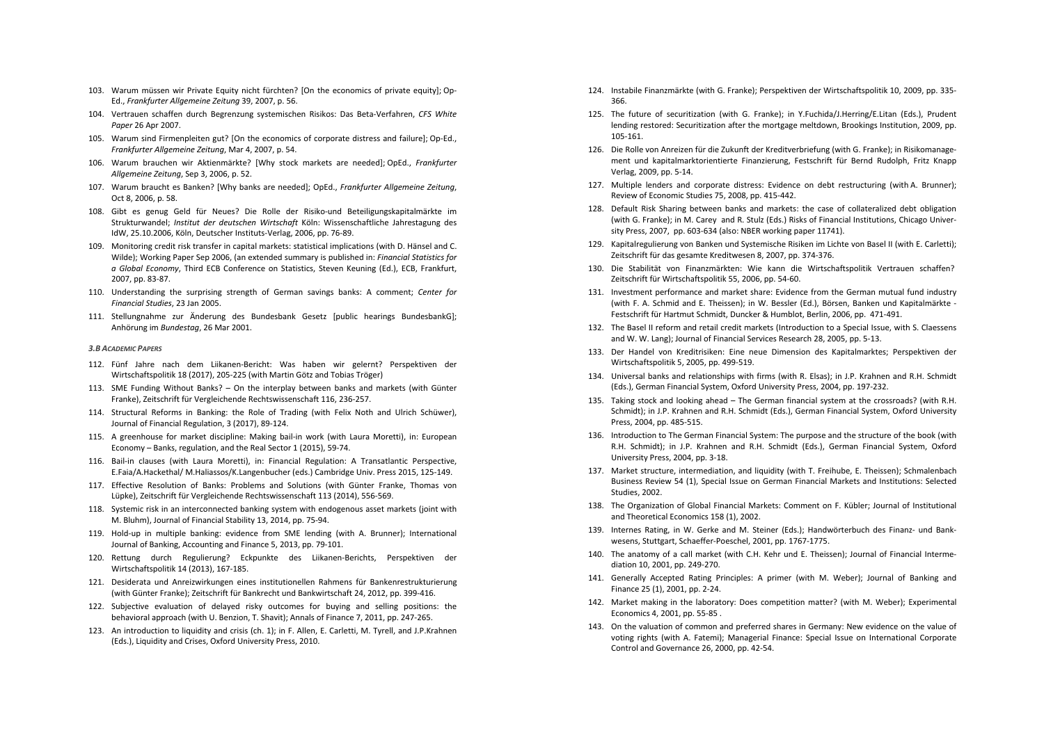103. Warum müssen wir Private Equity nicht fürchten? [On the economics of private equity]; Op-Ed., *Frankfurter Allgemeine Zeitung* 39, 2007, p. 56.
104. Vertrauen schaffen durch Begrenzung systemischen Risikos: Das Beta-Verfahren, *CFS White Paper* 26 Apr 2007.
105. Warum sind Firmenpleiten gut? [On the economics of corporate distress and failure]; Op-Ed., *Frankfurter Allgemeine Zeitung*, Mar 4, 2007, p. 54.
106. Warum brauchen wir Aktienmärkte? [Why stock markets are needed]; OpEd., *Frankfurter Allgemeine Zeitung*, Sep 3, 2006, p. 52.
107. Warum braucht es Banken? [Why banks are needed]; OpEd., *Frankfurter Allgemeine Zeitung*, Oct 8, 2006, p. 58.
108. Gibt es genug Geld für Neues? Die Rolle der Risiko-und Beteiligungskapitalmärkte im Strukturwandel; *Institut der deutschen Wirtschaft* Köln: Wissenschaftliche Jahrestagung des IdW, 25.10.2006, Köln, Deutscher Instituts-Verlag, 2006, pp. 76-89.
109. Monitoring credit risk transfer in capital markets: statistical implications (with D. Hänsel and C. Wilde); Working Paper Sep 2006, (an extended summary is published in: *Financial Statistics for a Global Economy*, Third ECB Conference on Statistics, Steven Keuning (Ed.), ECB, Frankfurt, 2007, pp. 83-87.
110. Understanding the surprising strength of German savings banks: A comment; *Center for Financial Studies*, 23 Jan 2005.
111. Stellungnahme zur Änderung des Bundesbank Gesetz [public hearings BundesbankG]; Anhörung im *Bundestag*, 26 Mar 2001.

### *3.B Academic Papers*

112. Fünf Jahre nach dem Liikanen-Bericht: Was haben wir gelernt? Perspektiven der Wirtschaftspolitik 18 (2017), 205-225 (with Martin Götz and Tobias Tröger)
113. SME Funding Without Banks? – On the interplay between banks and markets (with Günter Franke), Zeitschrift für Vergleichende Rechtswissenschaft 116, 236-257.
114. Structural Reforms in Banking: the Role of Trading (with Felix Noth and Ulrich Schüwer), Journal of Financial Regulation, 3 (2017), 89-124.
115. A greenhouse for market discipline: Making bail-in work (with Laura Moretti), in: European Economy – Banks, regulation, and the Real Sector 1 (2015), 59-74.
116. Bail-in clauses (with Laura Moretti), in: Financial Regulation: A Transatlantic Perspective, E.Faia/A.Hackethal/ M.Haliassos/K.Langenbucher (eds.) Cambridge Univ. Press 2015, 125-149.
117. Effective Resolution of Banks: Problems and Solutions (with Günter Franke, Thomas von Lüpke), Zeitschrift für Vergleichende Rechtswissenschaft 113 (2014), 556-569.
118. Systemic risk in an interconnected banking system with endogenous asset markets (joint with M. Bluhm), Journal of Financial Stability 13, 2014, pp. 75-94.
119. Hold-up in multiple banking: evidence from SME lending (with A. Brunner); International Journal of Banking, Accounting and Finance 5, 2013, pp. 79-101.
120. Rettung durch Regulierung? Eckpunkte des Liikanen-Berichts, Perspektiven der Wirtschaftspolitik 14 (2013), 167-185.
121. Desiderata und Anreizwirkungen eines institutionellen Rahmens für Bankenrestrukturierung (with Günter Franke); Zeitschrift für Bankrecht und Bankwirtschaft 24, 2012, pp. 399-416.
122. Subjective evaluation of delayed risky outcomes for buying and selling positions: the behavioral approach (with U. Benzion, T. Shavit); Annals of Finance 7, 2011, pp. 247-265.
123. An introduction to liquidity and crisis (ch. 1); in F. Allen, E. Carletti, M. Tyrell, and J.P.Krahnen (Eds.), Liquidity and Crises, Oxford University Press, 2010.
124. Instabile Finanzmärkte (with G. Franke); Perspektiven der Wirtschaftspolitik 10, 2009, pp. 335-366.
125. The future of securitization (with G. Franke); in Y.Fuchida/J.Herring/E.Litan (Eds.), Prudent lending restored: Securitization after the mortgage meltdown, Brookings Institution, 2009, pp. 105-161.
126. Die Rolle von Anreizen für die Zukunft der Kreditverbriefung (with G. Franke); in Risikomanagement und kapitalmarktorientierte Finanzierung, Festschrift für Bernd Rudolph, Fritz Knapp Verlag, 2009, pp. 5-14.
127. Multiple lenders and corporate distress: Evidence on debt restructuring (with A. Brunner); Review of Economic Studies 75, 2008, pp. 415-442.
128. Default Risk Sharing between banks and markets: the case of collateralized debt obligation (with G. Franke); in M. Carey and R. Stulz (Eds.) Risks of Financial Institutions, Chicago University Press, 2007, pp. 603-634 (also: NBER working paper 11741).
129. Kapitalregulierung von Banken und Systemische Risiken im Lichte von Basel II (with E. Carletti); Zeitschrift für das gesamte Kreditwesen 8, 2007, pp. 374-376.
130. Die Stabilität von Finanzmärkten: Wie kann die Wirtschaftspolitik Vertrauen schaffen? Zeitschrift für Wirtschaftspolitik 55, 2006, pp. 54-60.
131. Investment performance and market share: Evidence from the German mutual fund industry (with F. A. Schmid and E. Theissen); in W. Bessler (Ed.), Börsen, Banken und Kapitalmärkte - Festschrift für Hartmut Schmidt, Duncker & Humblot, Berlin, 2006, pp. 471-491.
132. The Basel II reform and retail credit markets (Introduction to a Special Issue, with S. Claessens and W. W. Lang); Journal of Financial Services Research 28, 2005, pp. 5-13.
133. Der Handel von Kreditrisiken: Eine neue Dimension des Kapitalmarktes; Perspektiven der Wirtschaftspolitik 5, 2005, pp. 499-519.
134. Universal banks and relationships with firms (with R. Elsas); in J.P. Krahnen and R.H. Schmidt (Eds.), German Financial System, Oxford University Press, 2004, pp. 197-232.
135. Taking stock and looking ahead – The German financial system at the crossroads? (with R.H. Schmidt); in J.P. Krahnen and R.H. Schmidt (Eds.), German Financial System, Oxford University Press, 2004, pp. 485-515.
136. Introduction to The German Financial System: The purpose and the structure of the book (with R.H. Schmidt); in J.P. Krahnen and R.H. Schmidt (Eds.), German Financial System, Oxford University Press, 2004, pp. 3-18.
137. Market structure, intermediation, and liquidity (with T. Freihube, E. Theissen); Schmalenbach Business Review 54 (1), Special Issue on German Financial Markets and Institutions: Selected Studies, 2002.
138. The Organization of Global Financial Markets: Comment on F. Kübler; Journal of Institutional and Theoretical Economics 158 (1), 2002.
139. Internes Rating, in W. Gerke and M. Steiner (Eds.); Handwörterbuch des Finanz- und Bankwesens, Stuttgart, Schaeffer-Poeschel, 2001, pp. 1767-1775.
140. The anatomy of a call market (with C.H. Kehr und E. Theissen); Journal of Financial Intermediation 10, 2001, pp. 249-270.
141. Generally Accepted Rating Principles: A primer (with M. Weber); Journal of Banking and Finance 25 (1), 2001, pp. 2-24.
142. Market making in the laboratory: Does competition matter? (with M. Weber); Experimental Economics 4, 2001, pp. 55-85 .
143. On the valuation of common and preferred shares in Germany: New evidence on the value of voting rights (with A. Fatemi); Managerial Finance: Special Issue on International Corporate Control and Governance 26, 2000, pp. 42-54.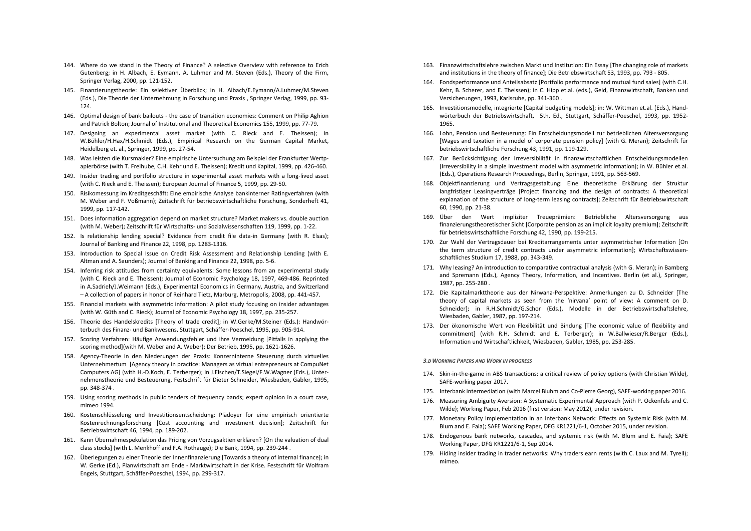144. Where do we stand in the Theory of Finance? A selective Overview with reference to Erich Gutenberg; in H. Albach, E. Eymann, A. Luhmer and M. Steven (Eds.), Theory of the Firm, Springer Verlag, 2000, pp. 121-152.
145. Finanzierungstheorie: Ein selektiver Überblick; in H. Albach/E.Eymann/A.Luhmer/M.Steven (Eds.), Die Theorie der Unternehmung in Forschung und Praxis , Springer Verlag, 1999, pp. 93-124.
146. Optimal design of bank bailouts - the case of transition economies: Comment on Philip Aghion and Patrick Bolton; Journal of Institutional and Theoretical Economics 155, 1999, pp. 77-79.
147. Designing an experimental asset market (with C. Rieck and E. Theissen); in W.Bühler/H.Hax/H.Schmidt (Eds.), Empirical Research on the German Capital Market, Heidelberg et. al., Springer, 1999, pp. 27-54.
148. Was leisten die Kursmakler? Eine empirische Untersuchung am Beispiel der Frankfurter Wertpapierbörse (with T. Freihube, C.H. Kehr und E. Theissen); Kredit und Kapital, 1999, pp. 426-460.
149. Insider trading and portfolio structure in experimental asset markets with a long-lived asset (with C. Rieck and E. Theissen); European Journal of Finance 5, 1999, pp. 29-50.
150. Risikomessung im Kreditgeschäft: Eine empirische Analyse bankinterner Ratingverfahren (with M. Weber and F. Voßmann); Zeitschrift für betriebswirtschaftliche Forschung, Sonderheft 41, 1999, pp. 117-142.
151. Does information aggregation depend on market structure? Market makers vs. double auction (with M. Weber); Zeitschrift für Wirtschafts- und Sozialwissenschaften 119, 1999, pp. 1-22.
152. Is relationship lending special? Evidence from credit file data-in Germany (with R. Elsas); Journal of Banking and Finance 22, 1998, pp. 1283-1316.
153. Introduction to Special Issue on Credit Risk Assessment and Relationship Lending (with E. Altman and A. Saunders); Journal of Banking and Finance 22, 1998, pp. 5-6.
154. Inferring risk attitudes from certainty equivalents: Some lessons from an experimental study (with C. Rieck and E. Theissen); Journal of Economic Psychology 18, 1997, 469-486. Reprinted in A.Sadrieh/J.Weimann (Eds.), Experimental Economics in Germany, Austria, and Switzerland – A collection of papers in honor of Reinhard Tietz, Marburg, Metropolis, 2008, pp. 441-457.
155. Financial markets with asymmetric information: A pilot study focusing on insider advantages (with W. Güth and C. Rieck); Journal of Economic Psychology 18, 1997, pp. 235-257.
156. Theorie des Handelskredits [Theory of trade credit]; in W.Gerke/M.Steiner (Eds.): Handwörterbuch des Finanz- und Bankwesens, Stuttgart, Schäffer-Poeschel, 1995, pp. 905-914.
157. Scoring Verfahren: Häufige Anwendungsfehler und ihre Vermeidung [Pitfalls in applying the scoring method](with M. Weber and A. Weber); Der Betrieb, 1995, pp. 1621-1626.
158. Agency-Theorie in den Niederungen der Praxis: Konzerninterne Steuerung durch virtuelles Unternehmertum [Agency theory in practice: Managers as virtual entrepreneurs at CompuNet Computers AG] (with H.-D.Koch, E. Terberger); in J.Elschen/T.Siegel/F.W.Wagner (Eds.), Unternehmenstheorie und Besteuerung, Festschrift für Dieter Schneider, Wiesbaden, Gabler, 1995, pp. 348-374 .
159. Using scoring methods in public tenders of frequency bands; expert opinion in a court case, mimeo 1994.
160. Kostenschlüsselung und Investitionsentscheidung: Plädoyer für eine empirisch orientierte Kostenrechnungsforschung [Cost accounting and investment decision]; Zeitschrift für Betriebswirtschaft 46, 1994, pp. 189-202.
161. Kann Übernahmespekulation das Pricing von Vorzugsaktien erklären? [On the valuation of dual class stocks] (with L. Menkhoff and F.A. Rothauge); Die Bank, 1994, pp. 239-244 .
162. Überlegungen zu einer Theorie der Innenfinanzierung [Towards a theory of internal finance]; in W. Gerke (Ed.), Planwirtschaft am Ende - Marktwirtschaft in der Krise. Festschrift für Wolfram Engels, Stuttgart, Schäffer-Poeschel, 1994, pp. 299-317.
163. Finanzwirtschaftslehre zwischen Markt und Institution: Ein Essay [The changing role of markets and institutions in the theory of finance]; Die Betriebswirtschaft 53, 1993, pp. 793 - 805.
164. Fondsperformance und Anteilsabsatz [Portfolio performance and mutual fund sales] (with C.H. Kehr, B. Scherer, and E. Theissen); in C. Hipp et.al. (eds.), Geld, Finanzwirtschaft, Banken und Versicherungen, 1993, Karlsruhe, pp. 341-360 .
165. Investitionsmodelle, integrierte [Capital budgeting models]; in: W. Wittman et.al. (Eds.), Handwörterbuch der Betriebswirtschaft, 5th. Ed., Stuttgart, Schäffer-Poeschel, 1993, pp. 1952-1965.
166. Lohn, Pension und Besteuerung: Ein Entscheidungsmodell zur betrieblichen Altersversorgung [Wages and taxation in a model of corporate pension policy] (with G. Meran); Zeitschrift für betriebswirtschaftliche Forschung 43, 1991, pp. 119-129.
167. Zur Berücksichtigung der Irreversibilität in finanzwirtschaftlichen Entscheidungsmodellen [Irreversibility in a simple investment model with asymmetric information]; in W. Bühler et.al. (Eds.), Operations Research Proceedings, Berlin, Springer, 1991, pp. 563-569.
168. Objektfinanzierung und Vertragsgestaltung: Eine theoretische Erklärung der Struktur langfristiger Leasingverträge [Project financing and the design of contracts: A theoretical explanation of the structure of long-term leasing contracts]; Zeitschrift für Betriebswirtschaft 60, 1990, pp. 21-38.
169. Über den Wert impliziter Treueprämien: Betriebliche Altersversorgung aus finanzierungstheoretischer Sicht [Corporate pension as an implicit loyalty premium]; Zeitschrift für betriebswirtschaftliche Forschung 42, 1990, pp. 199-215.
170. Zur Wahl der Vertragsdauer bei Kreditarrangements unter asymmetrischer Information [On the term structure of credit contracts under asymmetric information]; Wirtschaftswissenschaftliches Studium 17, 1988, pp. 343-349.
171. Why leasing? An introduction to comparative contractual analysis (with G. Meran); in Bamberg and Spremann (Eds.), Agency Theory, Information, and Incentives. Berlin (et al.), Springer, 1987, pp. 255-280 .
172. Die Kapitalmarkttheorie aus der Nirwana-Perspektive: Anmerkungen zu D. Schneider [The theory of capital markets as seen from the 'nirvana' point of view: A comment on D. Schneider]; in R.H.Schmidt/G.Schor (Eds.), Modelle in der Betriebswirtschaftslehre, Wiesbaden, Gabler, 1987, pp. 197-214.
173. Der ökonomische Wert von Flexibilität und Bindung [The economic value of flexibility and commitment] (with R.H. Schmidt and E. Terberger); in W.Ballwieser/R.Berger (Eds.), Information und Wirtschaftlichkeit, Wiesbaden, Gabler, 1985, pp. 253-285.

### *3.B Working Papers and Work in progress*

174. Skin-in-the-game in ABS transactions: a critical review of policy options (with Christian Wilde), SAFE-working paper 2017.
175. Interbank intermediation (with Marcel Bluhm and Co-Pierre Georg), SAFE-working paper 2016.
176. Measuring Ambiguity Aversion: A Systematic Experimental Approach (with P. Ockenfels and C. Wilde); Working Paper, Feb 2016 (first version: May 2012), under revision.
177. Monetary Policy Implementation in an Interbank Network: Effects on Systemic Risk (with M. Blum and E. Faia); SAFE Working Paper, DFG KR1221/6-1, October 2015, under revision.
178. Endogenous bank networks, cascades, and systemic risk (with M. Blum and E. Faia); SAFE Working Paper, DFG KR1221/6-1, Sep 2014.
179. Hiding insider trading in trader networks: Why traders earn rents (with C. Laux and M. Tyrell); mimeo.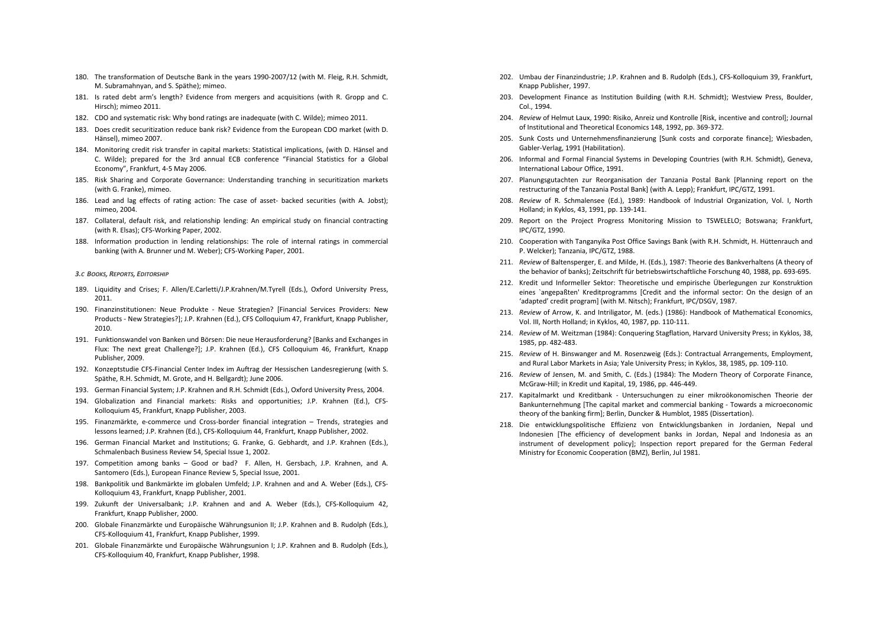180. The transformation of Deutsche Bank in the years 1990-2007/12 (with M. Fleig, R.H. Schmidt, M. Subramahnyan, and S. Späthe); mimeo.
181. Is rated debt arm's length? Evidence from mergers and acquisitions (with R. Gropp and C. Hirsch); mimeo 2011.
182. CDO and systematic risk: Why bond ratings are inadequate (with C. Wilde); mimeo 2011.
183. Does credit securitization reduce bank risk? Evidence from the European CDO market (with D. Hänsel), mimeo 2007.
184. Monitoring credit risk transfer in capital markets: Statistical implications, (with D. Hänsel and C. Wilde); prepared for the 3rd annual ECB conference "Financial Statistics for a Global Economy", Frankfurt, 4-5 May 2006.
185. Risk Sharing and Corporate Governance: Understanding tranching in securitization markets (with G. Franke), mimeo.
186. Lead and lag effects of rating action: The case of asset- backed securities (with A. Jobst); mimeo, 2004.
187. Collateral, default risk, and relationship lending: An empirical study on financial contracting (with R. Elsas); CFS-Working Paper, 2002.
188. Information production in lending relationships: The role of internal ratings in commercial banking (with A. Brunner und M. Weber); CFS-Working Paper, 2001.

***3.C Books, Reports, Editorship***

189. Liquidity and Crises; F. Allen/E.Carletti/J.P.Krahnen/M.Tyrell (Eds.), Oxford University Press, 2011.
190. Finanzinstitutionen: Neue Produkte - Neue Strategien? [Financial Services Providers: New Products - New Strategies?]; J.P. Krahnen (Ed.), CFS Colloquium 47, Frankfurt, Knapp Publisher, 2010.
191. Funktionswandel von Banken und Börsen: Die neue Herausforderung? [Banks and Exchanges in Flux: The next great Challenge?]; J.P. Krahnen (Ed.), CFS Colloquium 46, Frankfurt, Knapp Publisher, 2009.
192. Konzeptstudie CFS-Financial Center Index im Auftrag der Hessischen Landesregierung (with S. Späthe, R.H. Schmidt, M. Grote, and H. Bellgardt); June 2006.
193. German Financial System; J.P. Krahnen and R.H. Schmidt (Eds.), Oxford University Press, 2004.
194. Globalization and Financial markets: Risks and opportunities; J.P. Krahnen (Ed.), CFS-Kolloquium 45, Frankfurt, Knapp Publisher, 2003.
195. Finanzmärkte, e-commerce und Cross-border financial integration – Trends, strategies and lessons learned; J.P. Krahnen (Ed.), CFS-Kolloquium 44, Frankfurt, Knapp Publisher, 2002.
196. German Financial Market and Institutions; G. Franke, G. Gebhardt, and J.P. Krahnen (Eds.), Schmalenbach Business Review 54, Special Issue 1, 2002.
197. Competition among banks – Good or bad? F. Allen, H. Gersbach, J.P. Krahnen, and A. Santomero (Eds.), European Finance Review 5, Special Issue, 2001.
198. Bankpolitik und Bankmärkte im globalen Umfeld; J.P. Krahnen and and A. Weber (Eds.), CFS-Kolloquium 43, Frankfurt, Knapp Publisher, 2001.
199. Zukunft der Universalbank; J.P. Krahnen and and A. Weber (Eds.), CFS-Kolloquium 42, Frankfurt, Knapp Publisher, 2000.
200. Globale Finanzmärkte und Europäische Währungsunion II; J.P. Krahnen and B. Rudolph (Eds.), CFS-Kolloquium 41, Frankfurt, Knapp Publisher, 1999.
201. Globale Finanzmärkte und Europäische Währungsunion I; J.P. Krahnen and B. Rudolph (Eds.), CFS-Kolloquium 40, Frankfurt, Knapp Publisher, 1998.
202. Umbau der Finanzindustrie; J.P. Krahnen and B. Rudolph (Eds.), CFS-Kolloquium 39, Frankfurt, Knapp Publisher, 1997.
203. Development Finance as Institution Building (with R.H. Schmidt); Westview Press, Boulder, Col., 1994.
204. *Review* of Helmut Laux, 1990: Risiko, Anreiz und Kontrolle [Risk, incentive and control]; Journal of Institutional and Theoretical Economics 148, 1992, pp. 369-372.
205. Sunk Costs und Unternehmensfinanzierung [Sunk costs and corporate finance]; Wiesbaden, Gabler-Verlag, 1991 (Habilitation).
206. Informal and Formal Financial Systems in Developing Countries (with R.H. Schmidt), Geneva, International Labour Office, 1991.
207. Planungsgutachten zur Reorganisation der Tanzania Postal Bank [Planning report on the restructuring of the Tanzania Postal Bank] (with A. Lepp); Frankfurt, IPC/GTZ, 1991.
208. *Review* of R. Schmalensee (Ed.), 1989: Handbook of Industrial Organization, Vol. I, North Holland; in Kyklos, 43, 1991, pp. 139-141.
209. Report on the Project Progress Monitoring Mission to TSWELELO; Botswana; Frankfurt, IPC/GTZ, 1990.
210. Cooperation with Tanganyika Post Office Savings Bank (with R.H. Schmidt, H. Hüttenrauch and P. Welcker); Tanzania, IPC/GTZ, 1988.
211. *Review* of Baltensperger, E. and Milde, H. (Eds.), 1987: Theorie des Bankverhaltens (A theory of the behavior of banks); Zeitschrift für betriebswirtschaftliche Forschung 40, 1988, pp. 693-695.
212. Kredit und Informeller Sektor: Theoretische und empirische Überlegungen zur Konstruktion eines `angepaßten' Kreditprogramms [Credit and the informal sector: On the design of an 'adapted' credit program] (with M. Nitsch); Frankfurt, IPC/DSGV, 1987.
213. *Review* of Arrow, K. and Intriligator, M. (eds.) (1986): Handbook of Mathematical Economics, Vol. III, North Holland; in Kyklos, 40, 1987, pp. 110-111.
214. *Review* of M. Weitzman (1984): Conquering Stagflation, Harvard University Press; in Kyklos, 38, 1985, pp. 482-483.
215. *Review* of H. Binswanger and M. Rosenzweig (Eds.): Contractual Arrangements, Employment, and Rural Labor Markets in Asia; Yale University Press; in Kyklos, 38, 1985, pp. 109-110.
216. *Review* of Jensen, M. and Smith, C. (Eds.) (1984): The Modern Theory of Corporate Finance, McGraw-Hill; in Kredit und Kapital, 19, 1986, pp. 446-449.
217. Kapitalmarkt und Kreditbank - Untersuchungen zu einer mikroökonomischen Theorie der Bankunternehmung [The capital market and commercial banking - Towards a microeconomic theory of the banking firm]; Berlin, Duncker & Humblot, 1985 (Dissertation).
218. Die entwicklungspolitische Effizienz von Entwicklungsbanken in Jordanien, Nepal und Indonesien [The efficiency of development banks in Jordan, Nepal and Indonesia as an instrument of development policy]; Inspection report prepared for the German Federal Ministry for Economic Cooperation (BMZ), Berlin, Jul 1981.